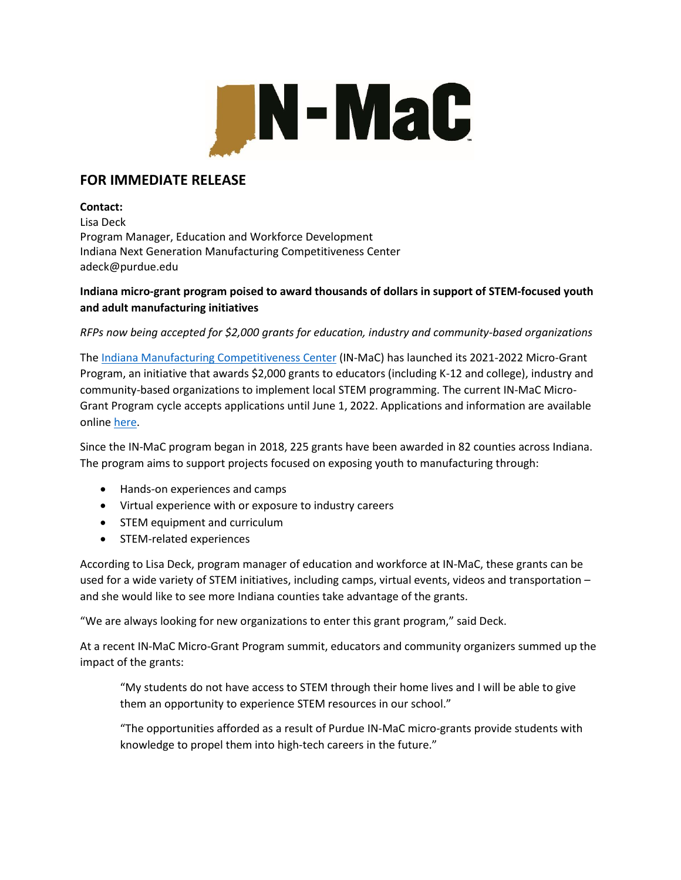IN-MaC

## FOR IMMEDIATE RELEASE

**Contact:**
Lisa Deck
Program Manager, Education and Workforce Development
Indiana Next Generation Manufacturing Competitiveness Center
adeck@purdue.edu

**Indiana micro-grant program poised to award thousands of dollars in support of STEM-focused youth and adult manufacturing initiatives**

*RFPs now being accepted for $2,000 grants for education, industry and community-based organizations*

The [Indiana Manufacturing Competitiveness Center](#) (IN-MaC) has launched its 2021-2022 Micro-Grant Program, an initiative that awards $2,000 grants to educators (including K-12 and college), industry and community-based organizations to implement local STEM programming. The current IN-MaC Micro-Grant Program cycle accepts applications until June 1, 2022. Applications and information are available online [here](#).

Since the IN-MaC program began in 2018, 225 grants have been awarded in 82 counties across Indiana. The program aims to support projects focused on exposing youth to manufacturing through:

- Hands-on experiences and camps
- Virtual experience with or exposure to industry careers
- STEM equipment and curriculum
- STEM-related experiences

According to Lisa Deck, program manager of education and workforce at IN-MaC, these grants can be used for a wide variety of STEM initiatives, including camps, virtual events, videos and transportation – and she would like to see more Indiana counties take advantage of the grants.

"We are always looking for new organizations to enter this grant program," said Deck.

At a recent IN-MaC Micro-Grant Program summit, educators and community organizers summed up the impact of the grants:

> "My students do not have access to STEM through their home lives and I will be able to give them an opportunity to experience STEM resources in our school."
>
> "The opportunities afforded as a result of Purdue IN-MaC micro-grants provide students with knowledge to propel them into high-tech careers in the future."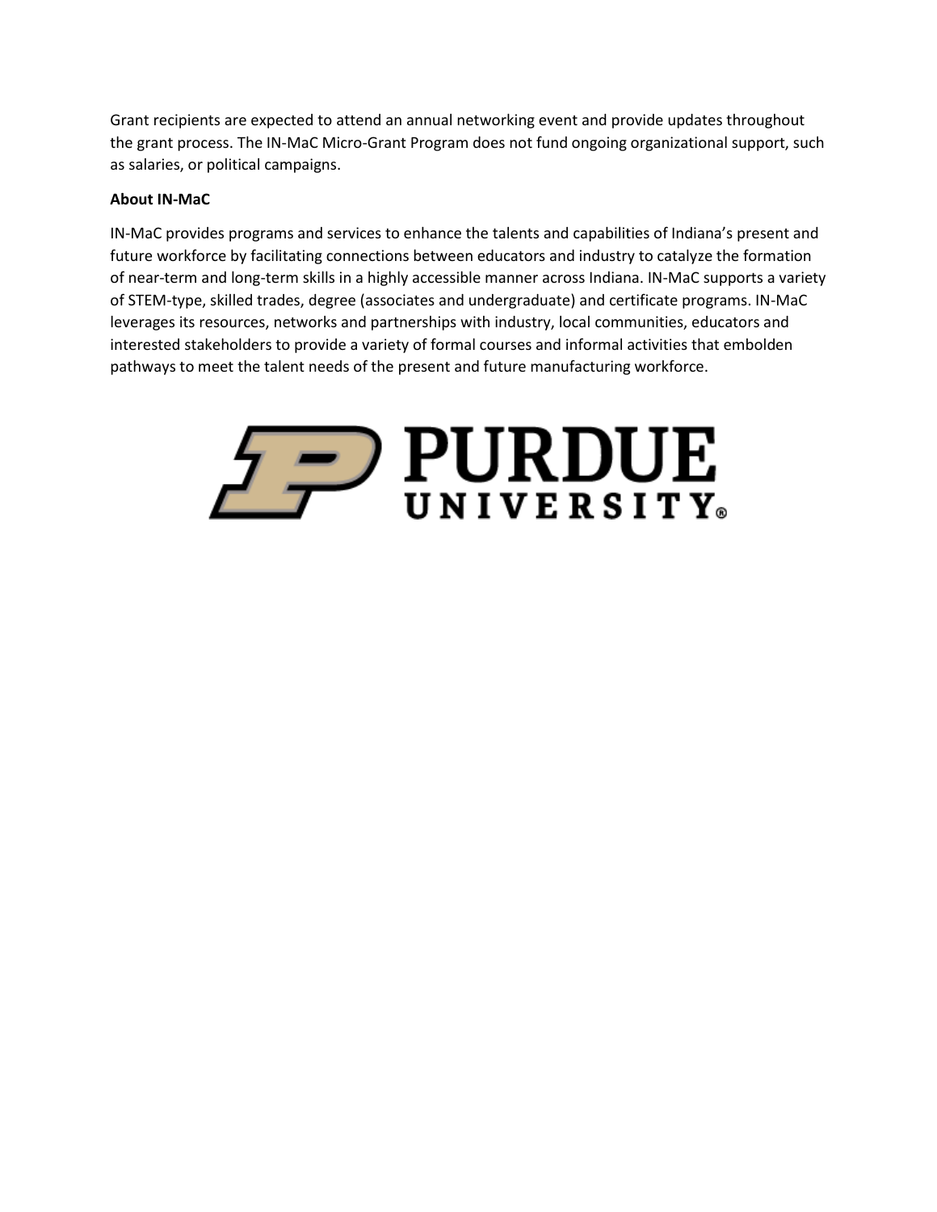Grant recipients are expected to attend an annual networking event and provide updates throughout the grant process. The IN-MaC Micro-Grant Program does not fund ongoing organizational support, such as salaries, or political campaigns.

**About IN-MaC**

IN-MaC provides programs and services to enhance the talents and capabilities of Indiana's present and future workforce by facilitating connections between educators and industry to catalyze the formation of near-term and long-term skills in a highly accessible manner across Indiana. IN-MaC supports a variety of STEM-type, skilled trades, degree (associates and undergraduate) and certificate programs. IN-MaC leverages its resources, networks and partnerships with industry, local communities, educators and interested stakeholders to provide a variety of formal courses and informal activities that embolden pathways to meet the talent needs of the present and future manufacturing workforce.

PURDUE UNIVERSITY®